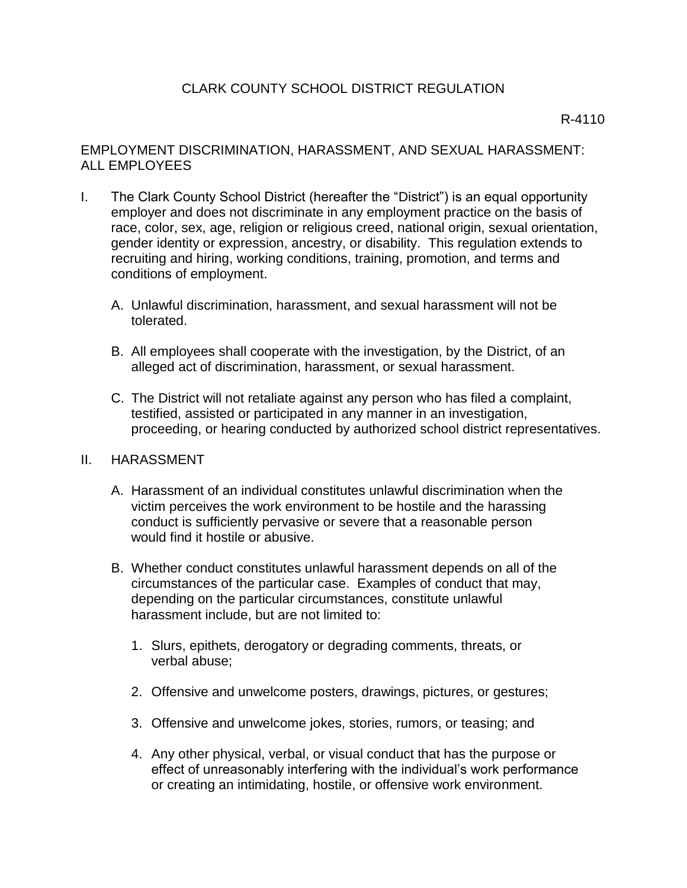# CLARK COUNTY SCHOOL DISTRICT REGULATION

R-4110

## EMPLOYMENT DISCRIMINATION, HARASSMENT, AND SEXUAL HARASSMENT: ALL EMPLOYEES

I. The Clark County School District (hereafter the "District") is an equal opportunity employer and does not discriminate in any employment practice on the basis of race, color, sex, age, religion or religious creed, national origin, sexual orientation, gender identity or expression, ancestry, or disability. This regulation extends to recruiting and hiring, working conditions, training, promotion, and terms and conditions of employment.

   A. Unlawful discrimination, harassment, and sexual harassment will not be tolerated.

   B. All employees shall cooperate with the investigation, by the District, of an alleged act of discrimination, harassment, or sexual harassment.

   C. The District will not retaliate against any person who has filed a complaint, testified, assisted or participated in any manner in an investigation, proceeding, or hearing conducted by authorized school district representatives.

II. HARASSMENT

   A. Harassment of an individual constitutes unlawful discrimination when the victim perceives the work environment to be hostile and the harassing conduct is sufficiently pervasive or severe that a reasonable person would find it hostile or abusive.

   B. Whether conduct constitutes unlawful harassment depends on all of the circumstances of the particular case. Examples of conduct that may, depending on the particular circumstances, constitute unlawful harassment include, but are not limited to:

      1. Slurs, epithets, derogatory or degrading comments, threats, or verbal abuse;

      2. Offensive and unwelcome posters, drawings, pictures, or gestures;

      3. Offensive and unwelcome jokes, stories, rumors, or teasing; and

      4. Any other physical, verbal, or visual conduct that has the purpose or effect of unreasonably interfering with the individual's work performance or creating an intimidating, hostile, or offensive work environment.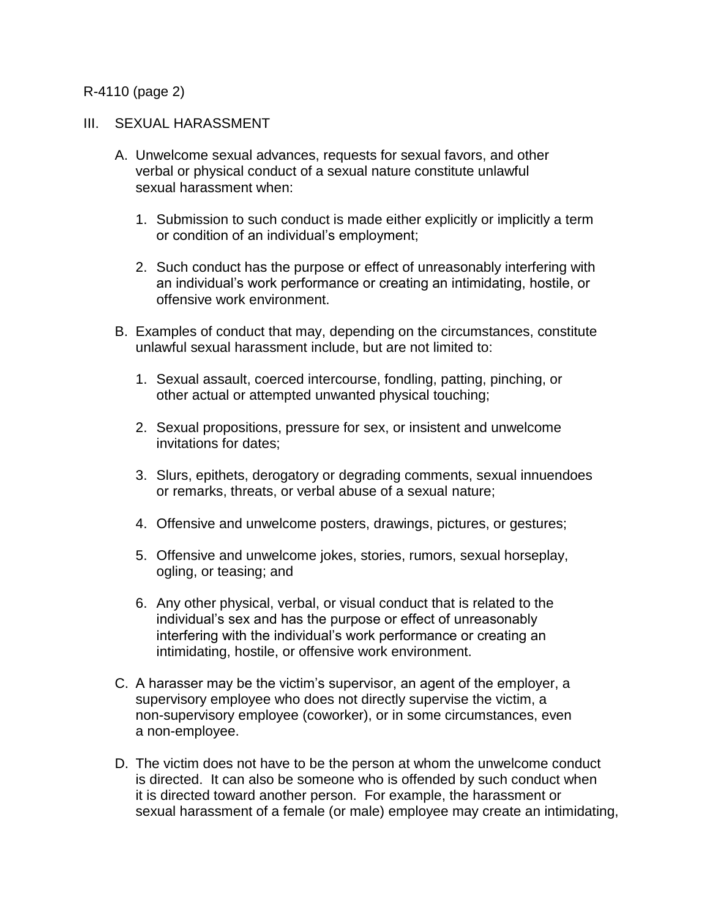R-4110 (page 2)

## III. SEXUAL HARASSMENT

A. Unwelcome sexual advances, requests for sexual favors, and other verbal or physical conduct of a sexual nature constitute unlawful sexual harassment when:

   1. Submission to such conduct is made either explicitly or implicitly a term or condition of an individual's employment;

   2. Such conduct has the purpose or effect of unreasonably interfering with an individual's work performance or creating an intimidating, hostile, or offensive work environment.

B. Examples of conduct that may, depending on the circumstances, constitute unlawful sexual harassment include, but are not limited to:

   1. Sexual assault, coerced intercourse, fondling, patting, pinching, or other actual or attempted unwanted physical touching;

   2. Sexual propositions, pressure for sex, or insistent and unwelcome invitations for dates;

   3. Slurs, epithets, derogatory or degrading comments, sexual innuendoes or remarks, threats, or verbal abuse of a sexual nature;

   4. Offensive and unwelcome posters, drawings, pictures, or gestures;

   5. Offensive and unwelcome jokes, stories, rumors, sexual horseplay, ogling, or teasing; and

   6. Any other physical, verbal, or visual conduct that is related to the individual's sex and has the purpose or effect of unreasonably interfering with the individual's work performance or creating an intimidating, hostile, or offensive work environment.

C. A harasser may be the victim's supervisor, an agent of the employer, a supervisory employee who does not directly supervise the victim, a non-supervisory employee (coworker), or in some circumstances, even a non-employee.

D. The victim does not have to be the person at whom the unwelcome conduct is directed. It can also be someone who is offended by such conduct when it is directed toward another person. For example, the harassment or sexual harassment of a female (or male) employee may create an intimidating,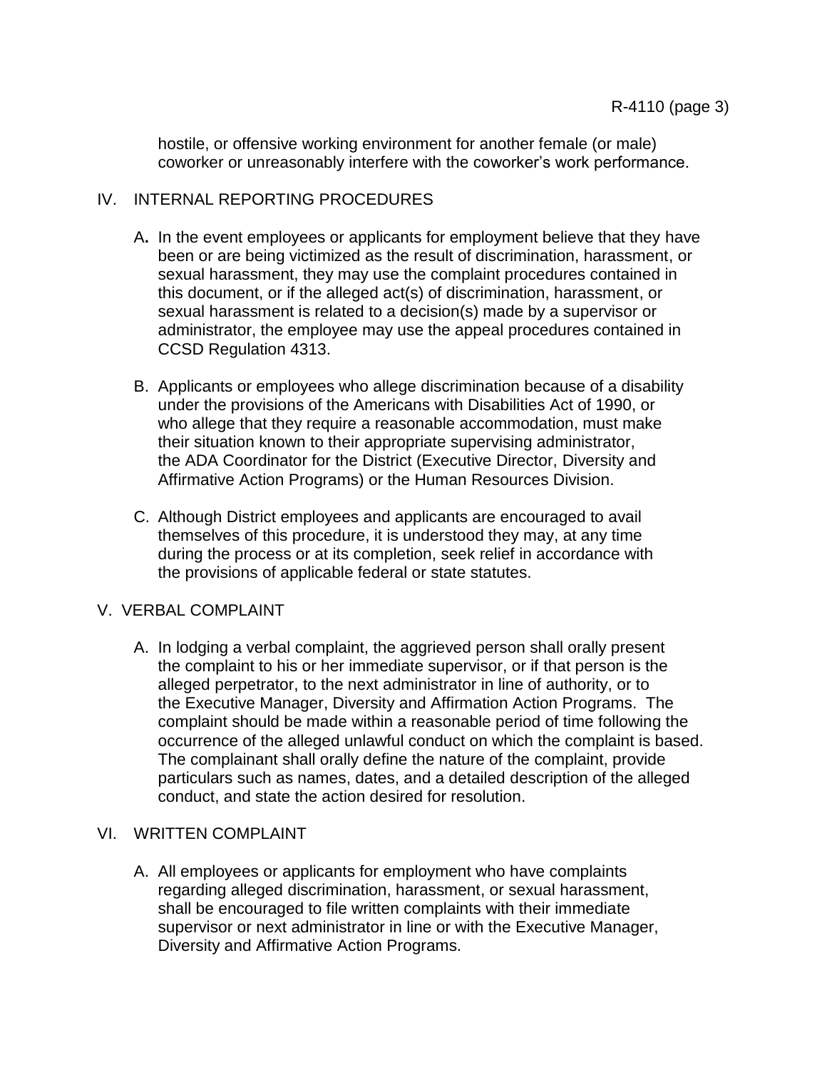hostile, or offensive working environment for another female (or male) coworker or unreasonably interfere with the coworker's work performance.

## IV. INTERNAL REPORTING PROCEDURES

A. In the event employees or applicants for employment believe that they have been or are being victimized as the result of discrimination, harassment, or sexual harassment, they may use the complaint procedures contained in this document, or if the alleged act(s) of discrimination, harassment, or sexual harassment is related to a decision(s) made by a supervisor or administrator, the employee may use the appeal procedures contained in CCSD Regulation 4313.

B. Applicants or employees who allege discrimination because of a disability under the provisions of the Americans with Disabilities Act of 1990, or who allege that they require a reasonable accommodation, must make their situation known to their appropriate supervising administrator, the ADA Coordinator for the District (Executive Director, Diversity and Affirmative Action Programs) or the Human Resources Division.

C. Although District employees and applicants are encouraged to avail themselves of this procedure, it is understood they may, at any time during the process or at its completion, seek relief in accordance with the provisions of applicable federal or state statutes.

## V. VERBAL COMPLAINT

A. In lodging a verbal complaint, the aggrieved person shall orally present the complaint to his or her immediate supervisor, or if that person is the alleged perpetrator, to the next administrator in line of authority, or to the Executive Manager, Diversity and Affirmation Action Programs. The complaint should be made within a reasonable period of time following the occurrence of the alleged unlawful conduct on which the complaint is based. The complainant shall orally define the nature of the complaint, provide particulars such as names, dates, and a detailed description of the alleged conduct, and state the action desired for resolution.

## VI. WRITTEN COMPLAINT

A. All employees or applicants for employment who have complaints regarding alleged discrimination, harassment, or sexual harassment, shall be encouraged to file written complaints with their immediate supervisor or next administrator in line or with the Executive Manager, Diversity and Affirmative Action Programs.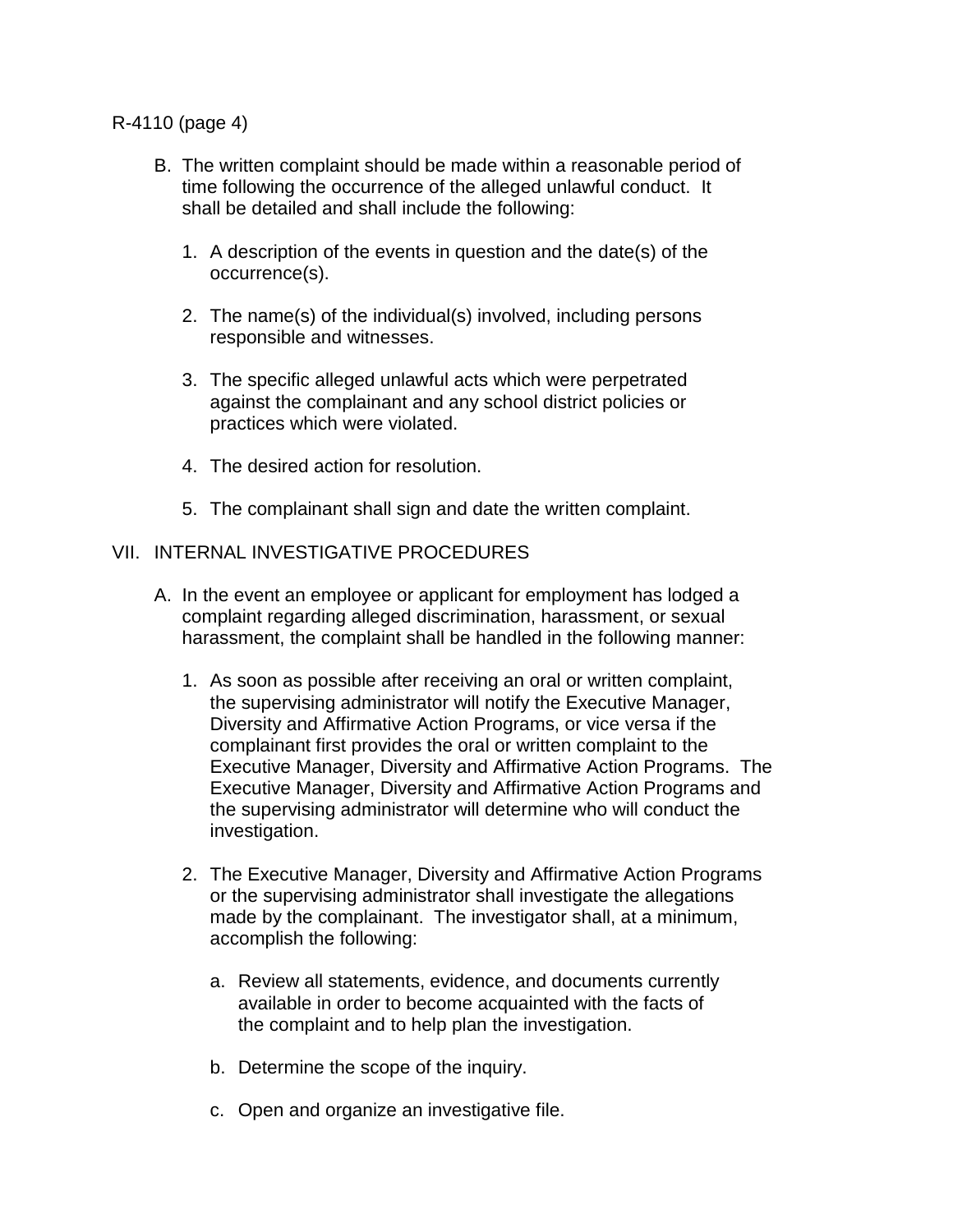B. The written complaint should be made within a reasonable period of time following the occurrence of the alleged unlawful conduct. It shall be detailed and shall include the following:

   1. A description of the events in question and the date(s) of the occurrence(s).

   2. The name(s) of the individual(s) involved, including persons responsible and witnesses.

   3. The specific alleged unlawful acts which were perpetrated against the complainant and any school district policies or practices which were violated.

   4. The desired action for resolution.

   5. The complainant shall sign and date the written complaint.

## VII. INTERNAL INVESTIGATIVE PROCEDURES

A. In the event an employee or applicant for employment has lodged a complaint regarding alleged discrimination, harassment, or sexual harassment, the complaint shall be handled in the following manner:

   1. As soon as possible after receiving an oral or written complaint, the supervising administrator will notify the Executive Manager, Diversity and Affirmative Action Programs, or vice versa if the complainant first provides the oral or written complaint to the Executive Manager, Diversity and Affirmative Action Programs. The Executive Manager, Diversity and Affirmative Action Programs and the supervising administrator will determine who will conduct the investigation.

   2. The Executive Manager, Diversity and Affirmative Action Programs or the supervising administrator shall investigate the allegations made by the complainant. The investigator shall, at a minimum, accomplish the following:

      a. Review all statements, evidence, and documents currently available in order to become acquainted with the facts of the complaint and to help plan the investigation.

      b. Determine the scope of the inquiry.

      c. Open and organize an investigative file.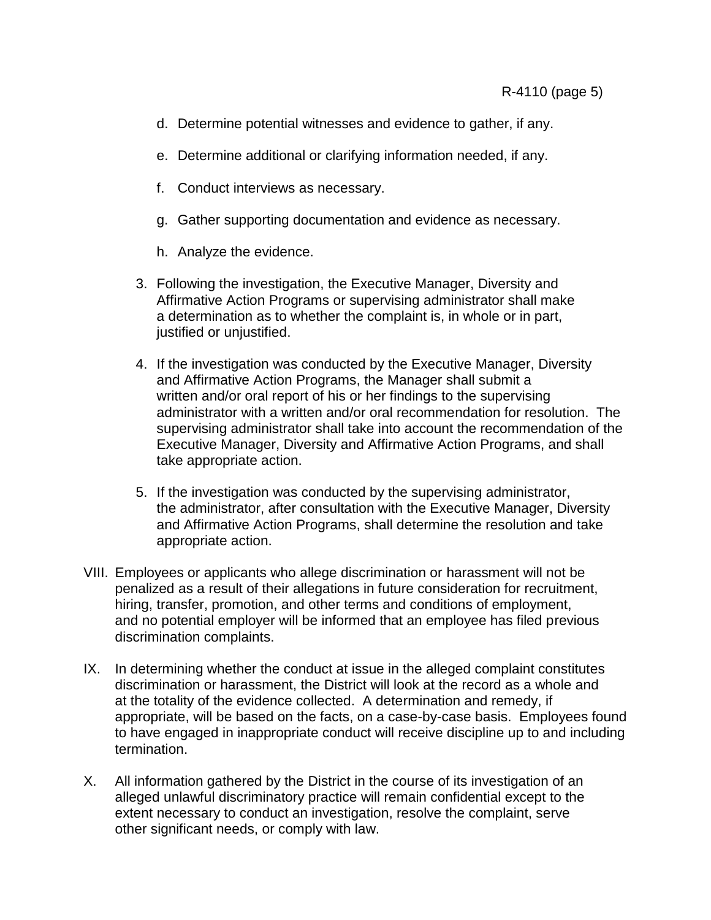d. Determine potential witnesses and evidence to gather, if any.

e. Determine additional or clarifying information needed, if any.

f. Conduct interviews as necessary.

g. Gather supporting documentation and evidence as necessary.

h. Analyze the evidence.

3. Following the investigation, the Executive Manager, Diversity and Affirmative Action Programs or supervising administrator shall make a determination as to whether the complaint is, in whole or in part, justified or unjustified.

4. If the investigation was conducted by the Executive Manager, Diversity and Affirmative Action Programs, the Manager shall submit a written and/or oral report of his or her findings to the supervising administrator with a written and/or oral recommendation for resolution. The supervising administrator shall take into account the recommendation of the Executive Manager, Diversity and Affirmative Action Programs, and shall take appropriate action.

5. If the investigation was conducted by the supervising administrator, the administrator, after consultation with the Executive Manager, Diversity and Affirmative Action Programs, shall determine the resolution and take appropriate action.

VIII. Employees or applicants who allege discrimination or harassment will not be penalized as a result of their allegations in future consideration for recruitment, hiring, transfer, promotion, and other terms and conditions of employment, and no potential employer will be informed that an employee has filed previous discrimination complaints.

IX. In determining whether the conduct at issue in the alleged complaint constitutes discrimination or harassment, the District will look at the record as a whole and at the totality of the evidence collected. A determination and remedy, if appropriate, will be based on the facts, on a case-by-case basis. Employees found to have engaged in inappropriate conduct will receive discipline up to and including termination.

X. All information gathered by the District in the course of its investigation of an alleged unlawful discriminatory practice will remain confidential except to the extent necessary to conduct an investigation, resolve the complaint, serve other significant needs, or comply with law.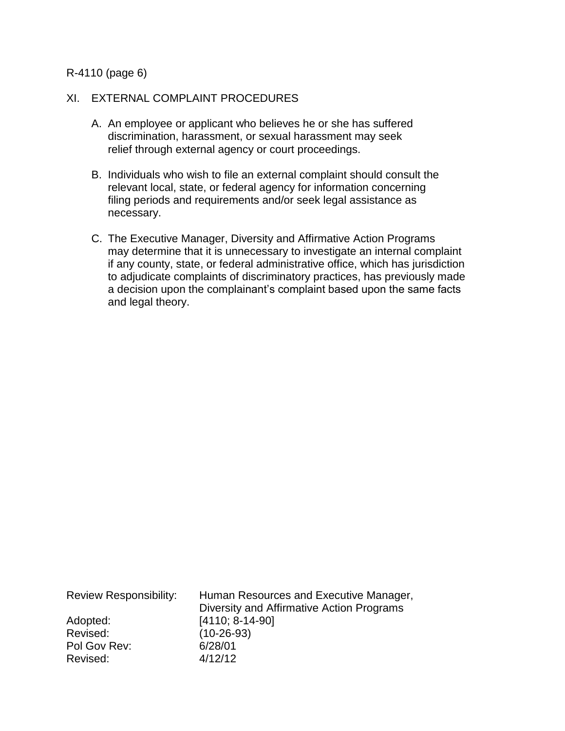## XI. EXTERNAL COMPLAINT PROCEDURES

A. An employee or applicant who believes he or she has suffered discrimination, harassment, or sexual harassment may seek relief through external agency or court proceedings.

B. Individuals who wish to file an external complaint should consult the relevant local, state, or federal agency for information concerning filing periods and requirements and/or seek legal assistance as necessary.

C. The Executive Manager, Diversity and Affirmative Action Programs may determine that it is unnecessary to investigate an internal complaint if any county, state, or federal administrative office, which has jurisdiction to adjudicate complaints of discriminatory practices, has previously made a decision upon the complainant's complaint based upon the same facts and legal theory.

| | |
|---|---|
| Review Responsibility: | Human Resources and Executive Manager, Diversity and Affirmative Action Programs |
| Adopted: | [4110; 8-14-90] |
| Revised: | (10-26-93) |
| Pol Gov Rev: | 6/28/01 |
| Revised: | 4/12/12 |